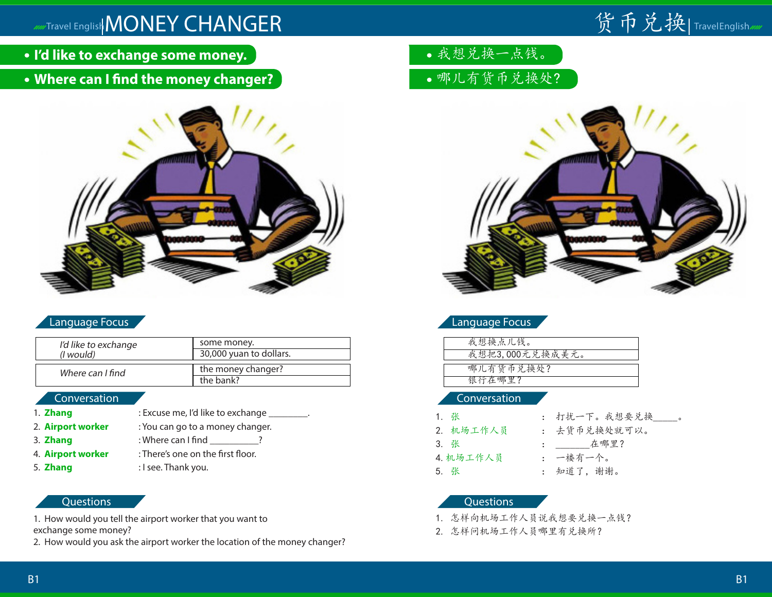# MONEY CHANGER

- **I'd like to exchange some money.**
- **Where can I find the money changer?**

## Language Focus

| | |
|---|---|
| *I'd like to exchange (I would)* | some money. |
| | 30,000 yuan to dollars. |
| *Where can I find* | the money changer? |
| | the bank? |

## Conversation

1. **Zhang** : Excuse me, I'd like to exchange ________.
2. **Airport worker** : You can go to a money changer.
3. **Zhang** : Where can I find __________?
4. **Airport worker** : There's one on the first floor.
5. **Zhang** : I see. Thank you.

## Questions

1. How would you tell the airport worker that you want to exchange some money?
2. How would you ask the airport worker the location of the money changer?

# 货币兑换

- 我想兑换一点钱。
- 哪儿有货币兑换处?

## Language Focus

| |
|---|
| 我想换点儿钱。 |
| 我想把3,000元兑换成美元。 |
| 哪儿有货币兑换处? |
| 银行在哪里? |

## Conversation

1. 张 ： 打扰一下。我想要兑换_____。
2. 机场工作人员 ： 去货币兑换处就可以。
3. 张 ： _______在哪里?
4. 机场工作人员 ： 一楼有一个。
5. 张 ： 知道了, 谢谢。

## Questions

1. 怎样向机场工作人员说我想要兑换一点钱?
2. 怎样问机场工作人员哪里有兑换所?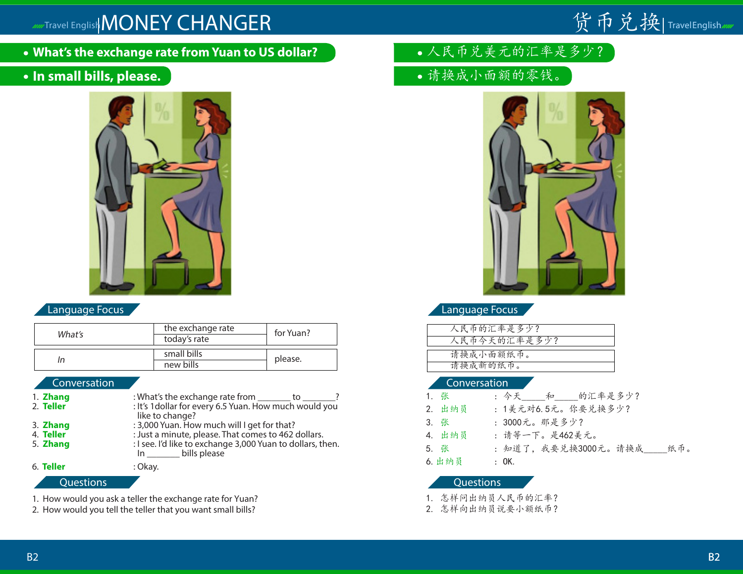# MONEY CHANGER

- **What's the exchange rate from Yuan to US dollar?**
- **In small bills, please.**

## Language Focus

| What's | the exchange rate | for Yuan? |
|---|---|---|
| | today's rate | |

| In | small bills | please. |
|---|---|---|
| | new bills | |

## Conversation

1. **Zhang** : What's the exchange rate from _______ to _______?
2. **Teller** : It's 1dollar for every 6.5 Yuan. How much would you like to change?
3. **Zhang** : 3,000 Yuan. How much will I get for that?
4. **Teller** : Just a minute, please. That comes to 462 dollars.
5. **Zhang** : I see. I'd like to exchange 3,000 Yuan to dollars, then. In _______ bills please
6. **Teller** : Okay.

## Questions

1. How would you ask a teller the exchange rate for Yuan?
2. How would you tell the teller that you want small bills?

# 货币兑换

- 人民币兑美元的汇率是多少？
- 请换成小面额的零钱。

## Language Focus

| 人民币的汇率是多少？ |
|---|
| 人民币今天的汇率是多少？ |

| 请换成小面额纸币。 |
|---|
| 请换成新的纸币。 |

## Conversation

1. 张 ： 今天_____和_____的汇率是多少？
2. 出纳员 ： 1美元对6.5元。你要兑换多少？
3. 张 ： 3000元。那是多少？
4. 出纳员 ： 请等一下。是462美元。
5. 张 ： 知道了，我要兑换3000元。请换成_____纸币。
6. 出纳员 ： OK.

## Questions

1. 怎样问出纳员人民币的汇率？
2. 怎样向出纳员说要小额纸币？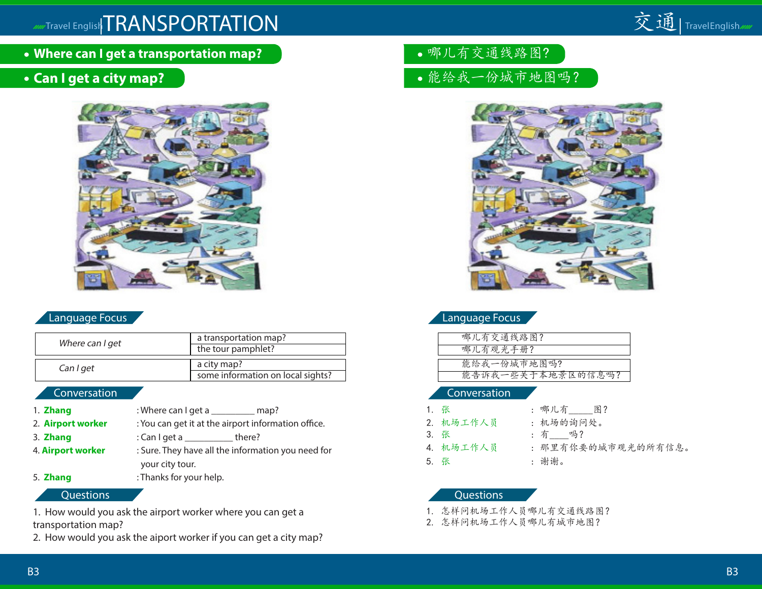# TRANSPORTATION

# 交通

- **Where can I get a transportation map?**
- **Can I get a city map?**

## Language Focus

| | |
|---|---|
| *Where can I get* | a transportation map? |
| | the tour pamphlet? |
| *Can I get* | a city map? |
| | some information on local sights? |

## Conversation

1. **Zhang** : Where can I get a _________ map?
2. **Airport worker** : You can get it at the airport information office.
3. **Zhang** : Can I get a __________ there?
4. **Airport worker** : Sure. They have all the information you need for your city tour.
5. **Zhang** : Thanks for your help.

## Questions

1. How would you ask the airport worker where you can get a transportation map?
2. How would you ask the aiport worker if you can get a city map?

- 哪儿有交通线路图?
- 能给我一份城市地图吗?

## Language Focus

|
|---|
| 哪儿有交通线路图? |
| 哪儿有观光手册? |
| 能给我一份城市地图吗? |
| 能告诉我一些关于本地景区的信息吗? |

## Conversation

1. 张 ： 哪儿有_____图?
2. 机场工作人员 ： 机场的询问处。
3. 张 ： 有____吗?
4. 机场工作人员 ： 那里有你要的城市观光的所有信息。
5. 张 ： 谢谢。

## Questions

1. 怎样问机场工作人员哪儿有交通线路图?
2. 怎样问机场工作人员哪儿有城市地图?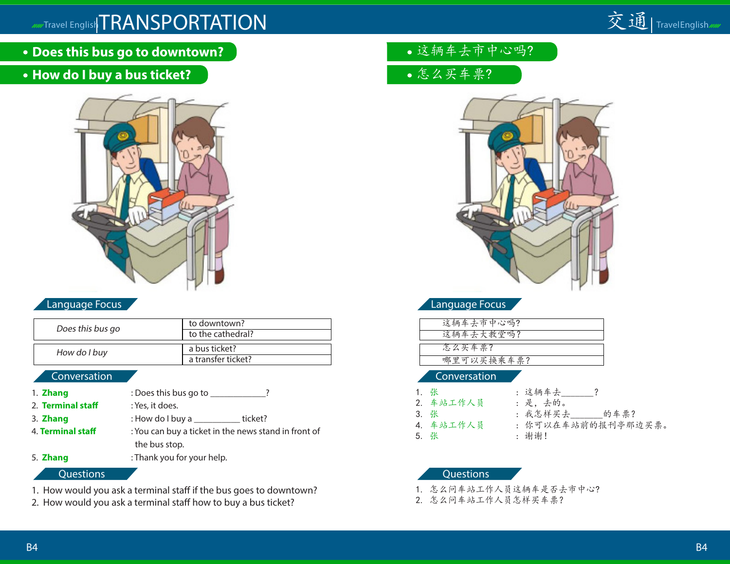# TRANSPORTATION

# 交通

- **Does this bus go to downtown?**
- **How do I buy a bus ticket?**

## Language Focus

| *Does this bus go* | to downtown? |
|---|---|
| | to the cathedral? |
| *How do I buy* | a bus ticket? |
| | a transfer ticket? |

## Conversation

1. **Zhang** : Does this bus go to ___________?
2. **Terminal staff** : Yes, it does.
3. **Zhang** : How do I buy a __________ ticket?
4. **Terminal staff** : You can buy a ticket in the news stand in front of the bus stop.
5. **Zhang** : Thank you for your help.

## Questions

1. How would you ask a terminal staff if the bus goes to downtown?
2. How would you ask a terminal staff how to buy a bus ticket?

- 这辆车去市中心吗?
- 怎么买车票?

## Language Focus

| 这辆车去市中心吗? |
|---|
| 这辆车去大教堂吗? |
| 怎么买车票? |
| 哪里可以买换乘车票? |

## Conversation

1. **张** : 这辆车去_______?
2. **车站工作人员** : 是，去的。
3. **张** : 我怎样买去_______的车票?
4. **车站工作人员** : 你可以在车站前的报刊亭那边买票。
5. **张** : 谢谢!

## Questions

1. 怎么问车站工作人员这辆车是否去市中心?
2. 怎么问车站工作人员怎样买车票?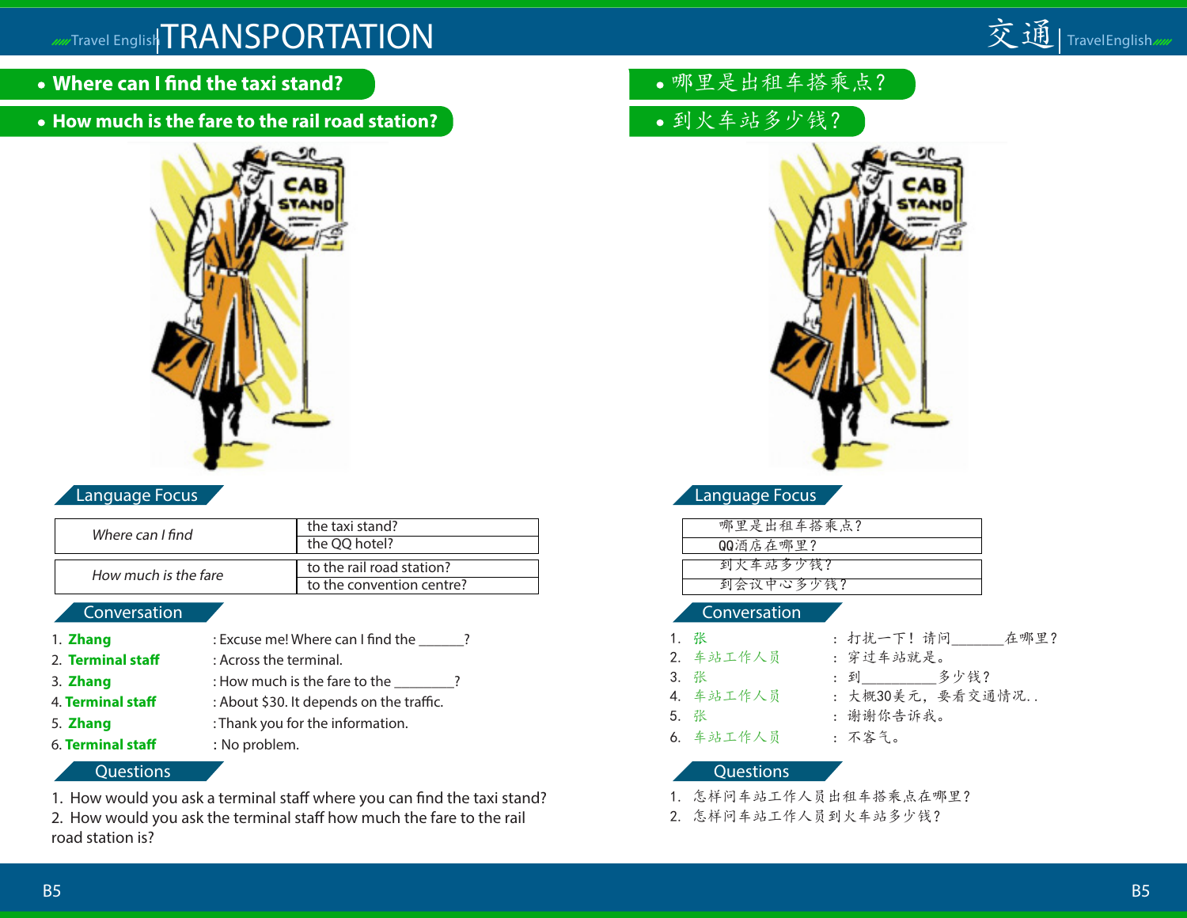# TRANSPORTATION

# 交通

- **Where can I find the taxi stand?**
- **How much is the fare to the rail road station?**

## Language Focus

| | |
|---|---|
| *Where can I find* | the taxi stand? |
| | the QQ hotel? |
| *How much is the fare* | to the rail road station? |
| | to the convention centre? |

## Conversation

1. **Zhang** : Excuse me! Where can I find the ______?
2. **Terminal staff** : Across the terminal.
3. **Zhang** : How much is the fare to the ________?
4. **Terminal staff** : About $30. It depends on the traffic.
5. **Zhang** : Thank you for the information.
6. **Terminal staff** : No problem.

## Questions

1. How would you ask a terminal staff where you can find the taxi stand?
2. How would you ask the terminal staff how much the fare to the rail road station is?

---

- 哪里是出租车搭乘点？
- 到火车站多少钱？

## Language Focus

| |
|---|
| 哪里是出租车搭乘点？ |
| QQ酒店在哪里？ |
| 到火车站多少钱？ |
| 到会议中心多少钱？ |

## Conversation

1. 张 ： 打扰一下！请问_______在哪里？
2. 车站工作人员 ： 穿过车站就是。
3. 张 ： 到_________多少钱？
4. 车站工作人员 ： 大概30美元，要看交通情况．.
5. 张 ： 谢谢你告诉我。
6. 车站工作人员 ： 不客气。

## Questions

1. 怎样问车站工作人员出租车搭乘点在哪里？
2. 怎样问车站工作人员到火车站多少钱？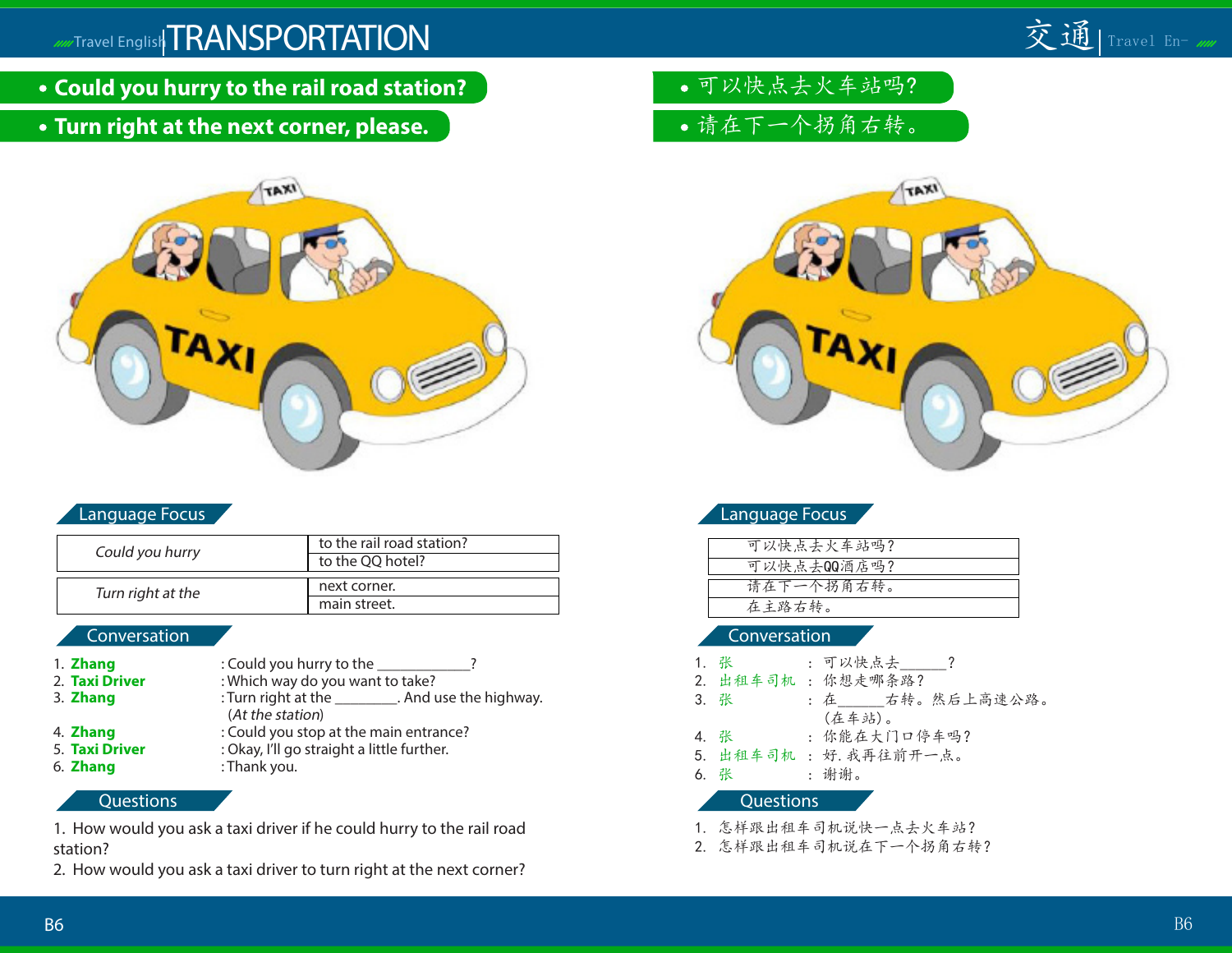# TRANSPORTATION

- **Could you hurry to the rail road station?**
- **Turn right at the next corner, please.**

- 可以快点去火车站吗?
- 请在下一个拐角右转。

## Language Focus

| | |
|---|---|
| *Could you hurry* | to the rail road station? |
| | to the QQ hotel? |

| | |
|---|---|
| *Turn right at the* | next corner. |
| | main street. |

## Conversation

1. **Zhang** : Could you hurry to the ____________?
2. **Taxi Driver** : Which way do you want to take?
3. **Zhang** : Turn right at the ________. And use the highway.
   (*At the station*)
4. **Zhang** : Could you stop at the main entrance?
5. **Taxi Driver** : Okay, I'll go straight a little further.
6. **Zhang** : Thank you.

## Questions

1. How would you ask a taxi driver if he could hurry to the rail road station?
2. How would you ask a taxi driver to turn right at the next corner?

## Language Focus

| |
|---|
| 可以快点去火车站吗? |
| 可以快点去QQ酒店吗? |

| |
|---|
| 请在下一个拐角右转。 |
| 在主路右转。 |

## Conversation

1. 张 : 可以快点去______?
2. 出租车司机 : 你想走哪条路?
3. 张 : 在______右转。然后上高速公路。
   (在车站)。
4. 张 : 你能在大门口停车吗?
5. 出租车司机 : 好. 我再往前开一点。
6. 张 : 谢谢。

## Questions

1. 怎样跟出租车司机说快一点去火车站?
2. 怎样跟出租车司机说在下一个拐角右转?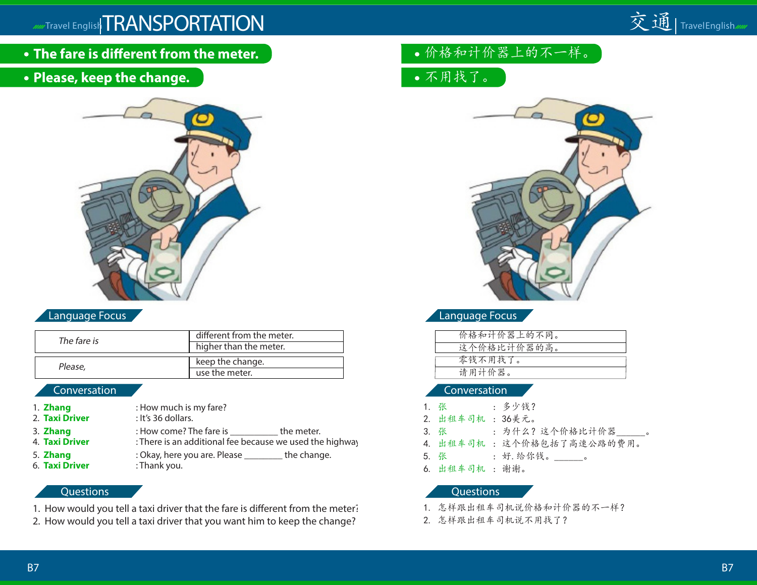# TRANSPORTATION

- **The fare is different from the meter.**
- **Please, keep the change.**

## Language Focus

| | |
|---|---|
| *The fare is* | different from the meter. |
| | higher than the meter. |
| *Please,* | keep the change. |
| | use the meter. |

## Conversation

1. **Zhang** : How much is my fare?
2. **Taxi Driver** : It's 36 dollars.
3. **Zhang** : How come? The fare is __________ the meter.
4. **Taxi Driver** : There is an additional fee because we used the highway
5. **Zhang** : Okay, here you are. Please ________ the change.
6. **Taxi Driver** : Thank you.

## Questions

1. How would you tell a taxi driver that the fare is different from the meter?
2. How would you tell a taxi driver that you want him to keep the change?

# 交通

- 价格和计价器上的不一样。
- 不用找了。

## Language Focus

| |
|---|
| 价格和计价器上的不同。 |
| 这个价格比计价器的高。 |
| 零钱不用找了。 |
| 请用计价器。 |

## Conversation

1. 张 ： 多少钱？
2. 出租车司机 ： 36美元。
3. 张 ： 为什么？这个价格比计价器______。
4. 出租车司机 ： 这个价格包括了高速公路的费用。
5. 张 ： 好，给你钱。______。
6. 出租车司机 ： 谢谢。

## Questions

1. 怎样跟出租车司机说价格和计价器的不一样？
2. 怎样跟出租车司机说不用找了？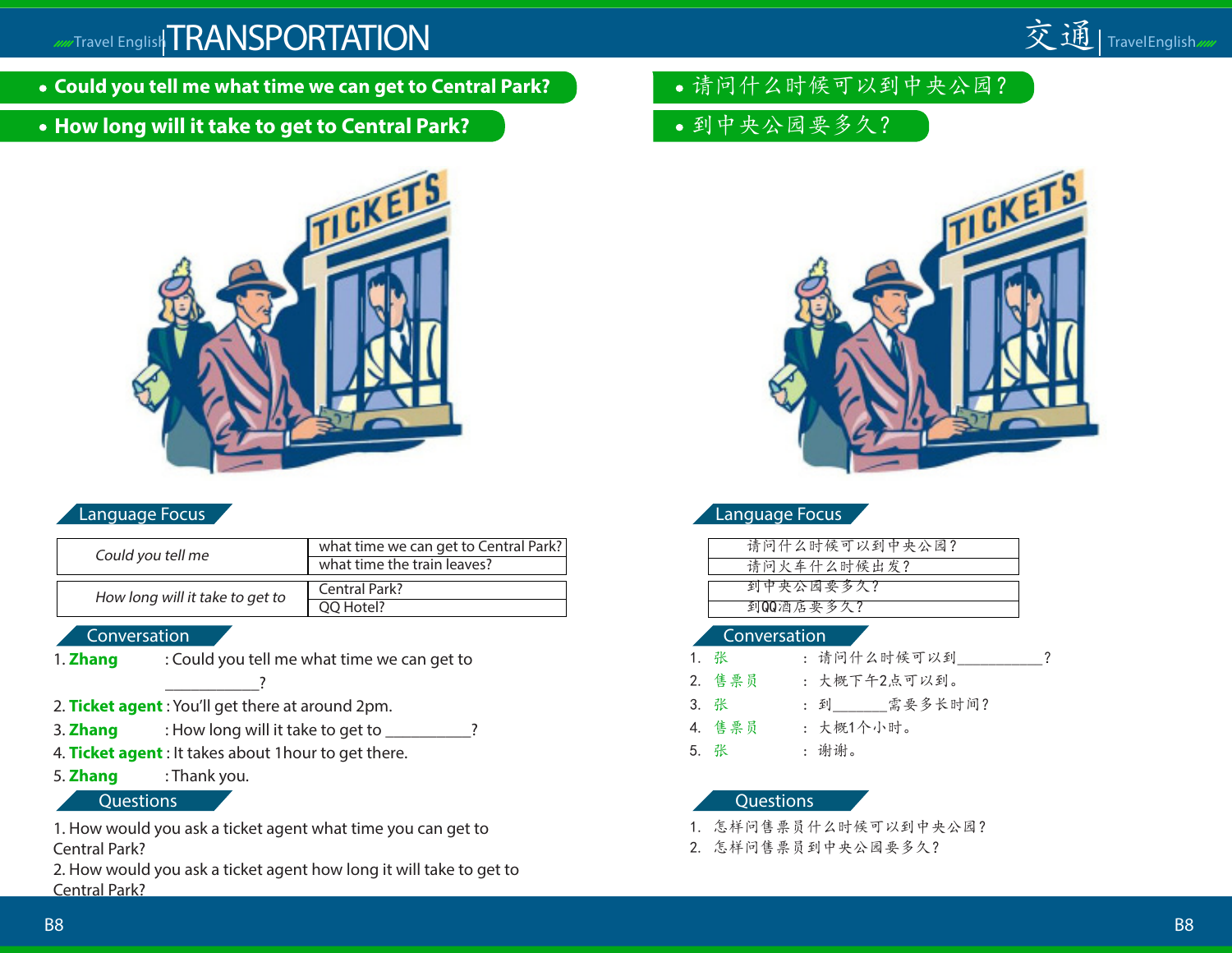# TRANSPORTATION

# 交通

- **Could you tell me what time we can get to Central Park?**
- **How long will it take to get to Central Park?**

- 请问什么时候可以到中央公园？
- 到中央公园要多久？

## Language Focus

| | |
|---|---|
| *Could you tell me* | what time we can get to Central Park? |
| | what time the train leaves? |
| *How long will it take to get to* | Central Park? |
| | QQ Hotel? |

## Conversation

1. **Zhang** : Could you tell me what time we can get to ___________?
2. **Ticket agent** : You'll get there at around 2pm.
3. **Zhang** : How long will it take to get to __________?
4. **Ticket agent** : It takes about 1hour to get there.
5. **Zhang** : Thank you.

## Questions

1. How would you ask a ticket agent what time you can get to Central Park?
2. How would you ask a ticket agent how long it will take to get to Central Park?

## Language Focus

| |
|---|
| 请问什么时候可以到中央公园？ |
| 请问火车什么时候出发？ |
| 到中央公园要多久？ |
| 到QQ酒店要多久？ |

## Conversation

1. 张 ： 请问什么时候可以到___________？
2. 售票员 ： 大概下午2点可以到。
3. 张 ： 到_______需要多长时间？
4. 售票员 ： 大概1个小时。
5. 张 ： 谢谢。

## Questions

1. 怎样问售票员什么时候可以到中央公园？
2. 怎样问售票员到中央公园要多久？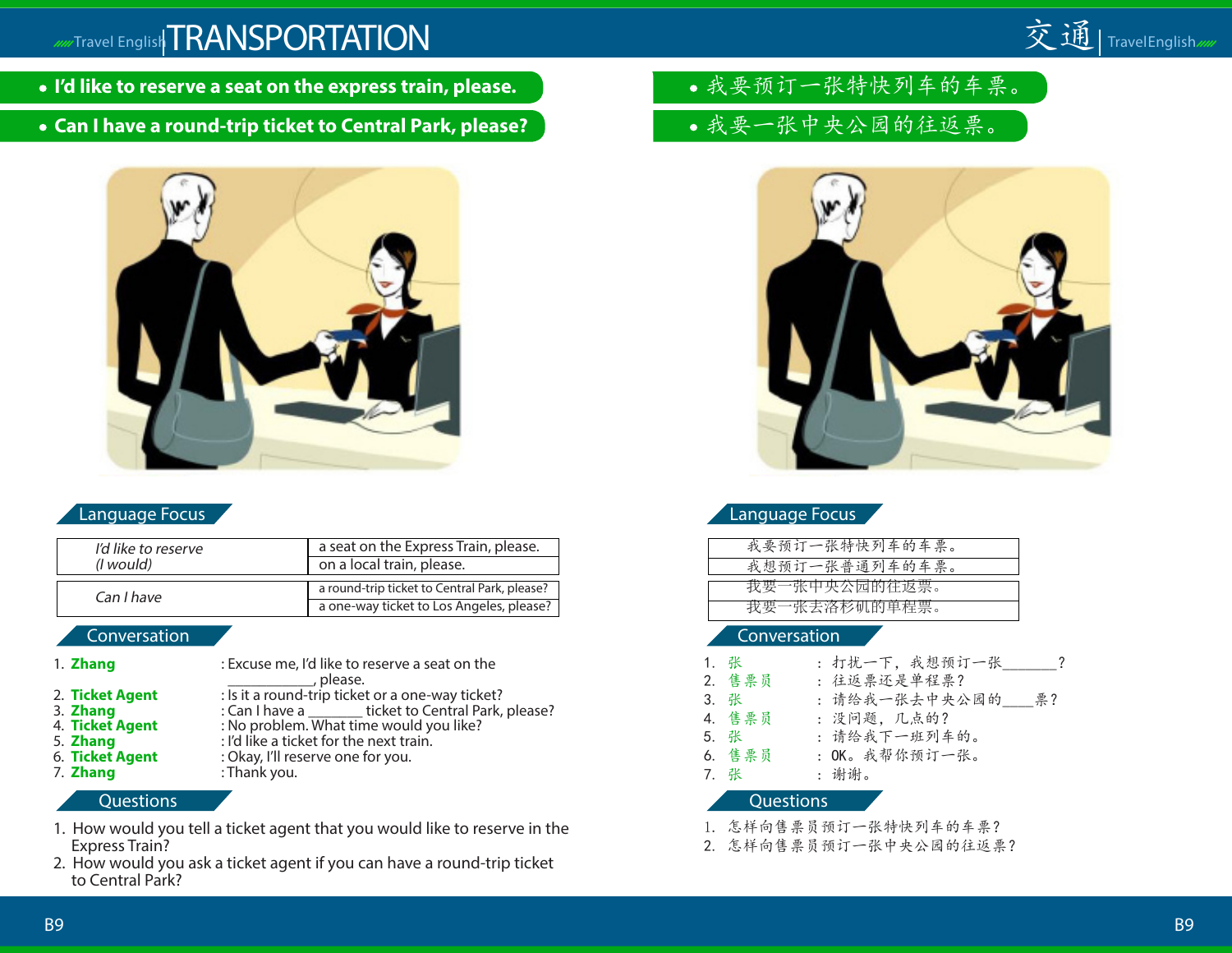# TRANSPORTATION

- **I'd like to reserve a seat on the express train, please.**
- **Can I have a round-trip ticket to Central Park, please?**

## Language Focus

| | |
|---|---|
| *I'd like to reserve (I would)* | a seat on the Express Train, please. |
| | on a local train, please. |
| *Can I have* | a round-trip ticket to Central Park, please? |
| | a one-way ticket to Los Angeles, please? |

## Conversation

1. **Zhang** : Excuse me, I'd like to reserve a seat on the ___________, please.
2. **Ticket Agent** : Is it a round-trip ticket or a one-way ticket?
3. **Zhang** : Can I have a _______ ticket to Central Park, please?
4. **Ticket Agent** : No problem. What time would you like?
5. **Zhang** : I'd like a ticket for the next train.
6. **Ticket Agent** : Okay, I'll reserve one for you.
7. **Zhang** : Thank you.

## Questions

1. How would you tell a ticket agent that you would like to reserve in the Express Train?
2. How would you ask a ticket agent if you can have a round-trip ticket to Central Park?

# 交通

- 我要预订一张特快列车的车票。
- 我要一张中央公园的往返票。

## Language Focus

| |
|---|
| 我要预订一张特快列车的车票。 |
| 我想预订一张普通列车的车票。 |
| 我要一张中央公园的往返票。 |
| 我要一张去洛杉矶的单程票。 |

## Conversation

1. 张 ： 打扰一下，我想预订一张_______？
2. 售票员 ： 往返票还是单程票？
3. 张 ： 请给我一张去中央公园的____票？
4. 售票员 ： 没问题，几点的？
5. 张 ： 请给我下一班列车的。
6. 售票员 ： OK。我帮你预订一张。
7. 张 ： 谢谢。

## Questions

1. 怎样向售票员预订一张特快列车的车票？
2. 怎样向售票员预订一张中央公园的往返票？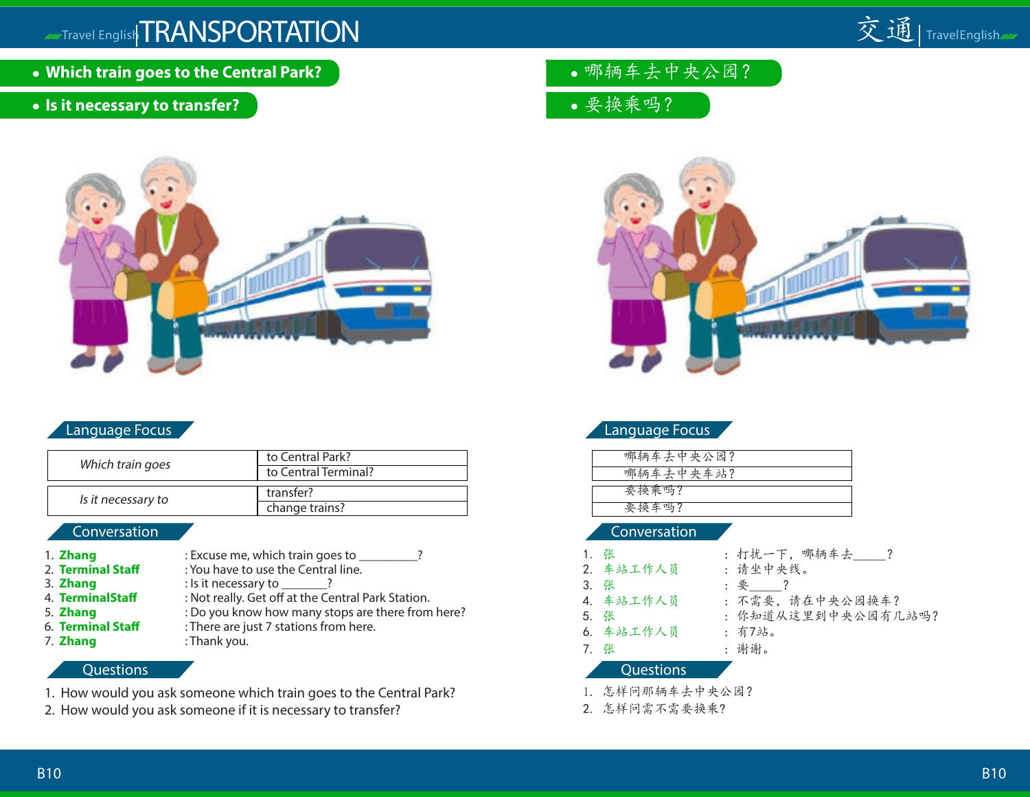# TRANSPORTATION

- **Which train goes to the Central Park?**
- **Is it necessary to transfer?**

## Language Focus

| | |
|---|---|
| *Which train goes* | to Central Park? |
| | to Central Terminal? |
| *Is it necessary to* | transfer? |
| | change trains? |

## Conversation

1. **Zhang** : Excuse me, which train goes to _________?
2. **Terminal Staff** : You have to use the Central line.
3. **Zhang** : Is it necessary to _______?
4. **TerminalStaff** : Not really. Get off at the Central Park Station.
5. **Zhang** : Do you know how many stops are there from here?
6. **Terminal Staff** : There are just 7 stations from here.
7. **Zhang** : Thank you.

## Questions

1. How would you ask someone which train goes to the Central Park?
2. How would you ask someone if it is necessary to transfer?

# 交通

- 哪辆车去中央公园？
- 要换乘吗？

## Language Focus

| |
|---|
| 哪辆车去中央公园？ |
| 哪辆车去中央车站？ |
| 要换乘吗？ |
| 要换车吗？ |

## Conversation

1. 张 ： 打扰一下，哪辆车去_____？
2. 车站工作人员 ： 请坐中央线。
3. 张 ： 要_____？
4. 车站工作人员 ： 不需要，请在中央公园换车？
5. 张 ： 你知道从这里到中央公园有几站吗？
6. 车站工作人员 ： 有7站。
7. 张 ： 谢谢。

## Questions

1. 怎样问那辆车去中央公园？
2. 怎样问需不需要换乘？